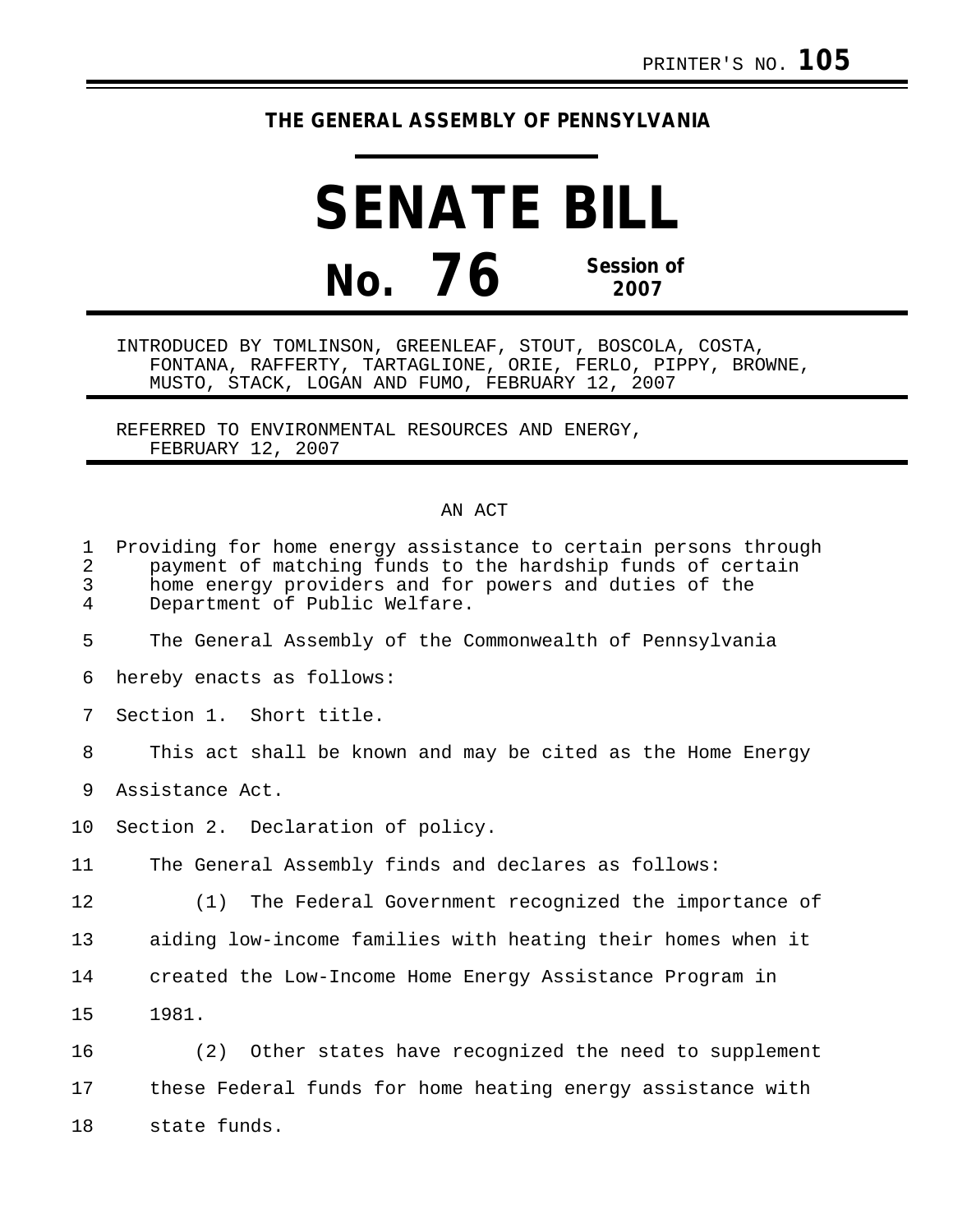PRINTER'S NO. **105**

**THE GENERAL ASSEMBLY OF PENNSYLVANIA**

# SENATE BILL

## No. 76 Session of 2007

INTRODUCED BY TOMLINSON, GREENLEAF, STOUT, BOSCOLA, COSTA, FONTANA, RAFFERTY, TARTAGLIONE, ORIE, FERLO, PIPPY, BROWNE, MUSTO, STACK, LOGAN AND FUMO, FEBRUARY 12, 2007

REFERRED TO ENVIRONMENTAL RESOURCES AND ENERGY, FEBRUARY 12, 2007

AN ACT

Providing for home energy assistance to certain persons through payment of matching funds to the hardship funds of certain home energy providers and for powers and duties of the Department of Public Welfare.

The General Assembly of the Commonwealth of Pennsylvania hereby enacts as follows:

Section 1. Short title.

This act shall be known and may be cited as the Home Energy Assistance Act.

Section 2. Declaration of policy.

The General Assembly finds and declares as follows:

(1) The Federal Government recognized the importance of aiding low-income families with heating their homes when it created the Low-Income Home Energy Assistance Program in 1981.

(2) Other states have recognized the need to supplement these Federal funds for home heating energy assistance with state funds.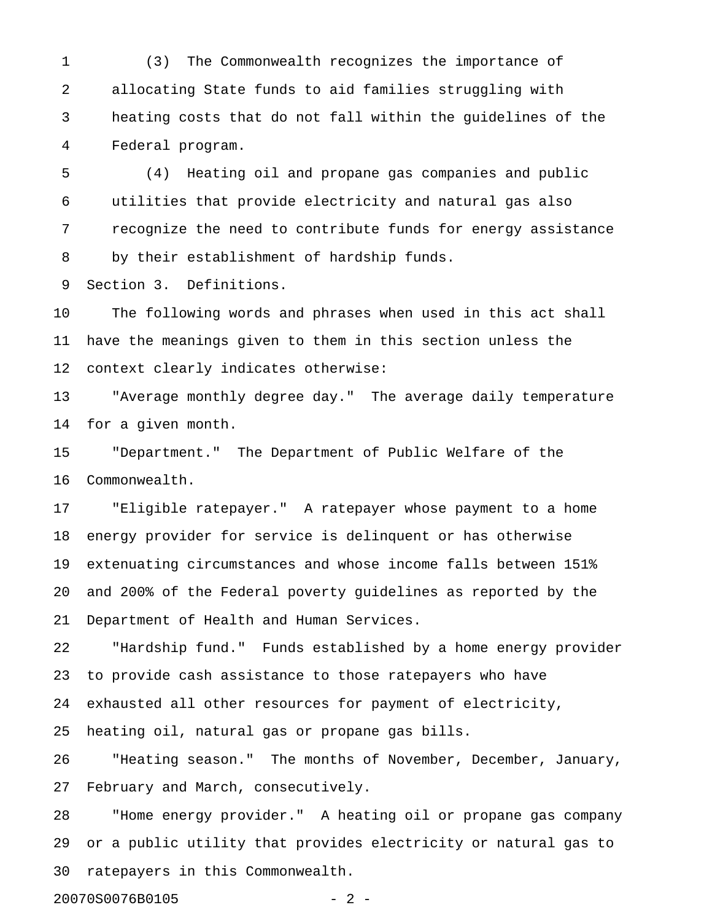(3) The Commonwealth recognizes the importance of allocating State funds to aid families struggling with heating costs that do not fall within the guidelines of the Federal program.

(4) Heating oil and propane gas companies and public utilities that provide electricity and natural gas also recognize the need to contribute funds for energy assistance by their establishment of hardship funds.

Section 3. Definitions.

The following words and phrases when used in this act shall have the meanings given to them in this section unless the context clearly indicates otherwise:

"Average monthly degree day." The average daily temperature for a given month.

"Department." The Department of Public Welfare of the Commonwealth.

"Eligible ratepayer." A ratepayer whose payment to a home energy provider for service is delinquent or has otherwise extenuating circumstances and whose income falls between 151% and 200% of the Federal poverty guidelines as reported by the Department of Health and Human Services.

"Hardship fund." Funds established by a home energy provider to provide cash assistance to those ratepayers who have exhausted all other resources for payment of electricity, heating oil, natural gas or propane gas bills.

"Heating season." The months of November, December, January, February and March, consecutively.

"Home energy provider." A heating oil or propane gas company or a public utility that provides electricity or natural gas to ratepayers in this Commonwealth.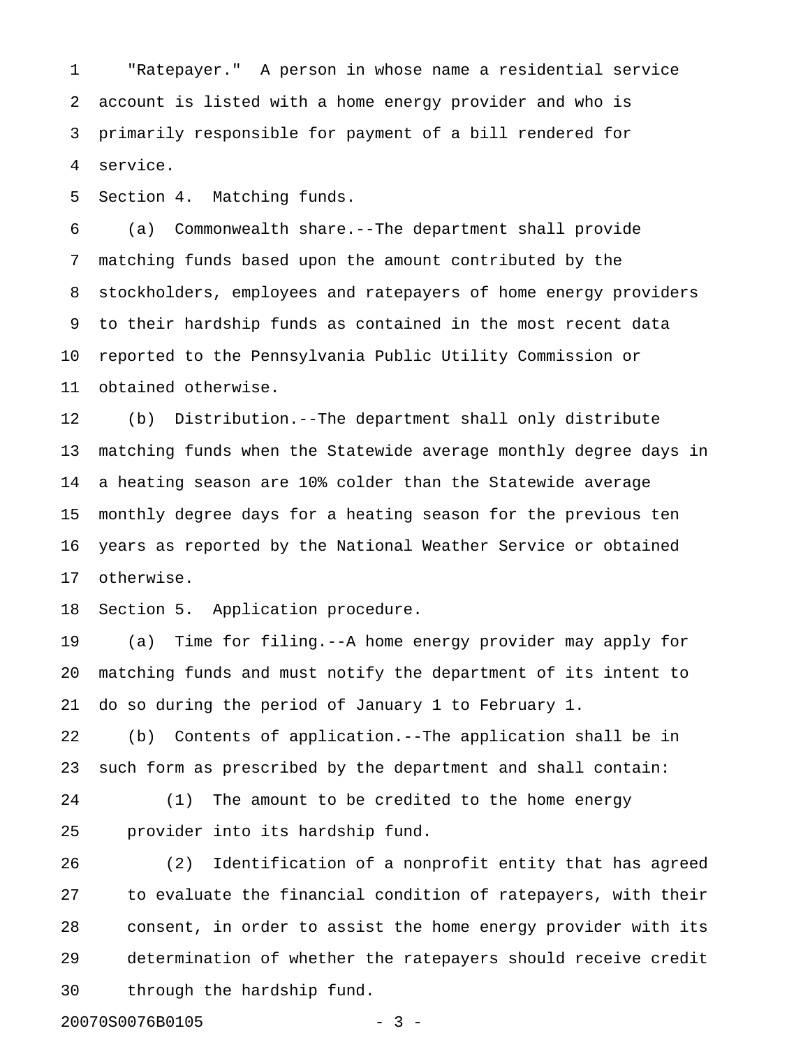"Ratepayer." A person in whose name a residential service account is listed with a home energy provider and who is primarily responsible for payment of a bill rendered for service.

Section 4. Matching funds.

(a) Commonwealth share.--The department shall provide matching funds based upon the amount contributed by the stockholders, employees and ratepayers of home energy providers to their hardship funds as contained in the most recent data reported to the Pennsylvania Public Utility Commission or obtained otherwise.

(b) Distribution.--The department shall only distribute matching funds when the Statewide average monthly degree days in a heating season are 10% colder than the Statewide average monthly degree days for a heating season for the previous ten years as reported by the National Weather Service or obtained otherwise.

Section 5. Application procedure.

(a) Time for filing.--A home energy provider may apply for matching funds and must notify the department of its intent to do so during the period of January 1 to February 1.

(b) Contents of application.--The application shall be in such form as prescribed by the department and shall contain:

(1) The amount to be credited to the home energy provider into its hardship fund.

(2) Identification of a nonprofit entity that has agreed to evaluate the financial condition of ratepayers, with their consent, in order to assist the home energy provider with its determination of whether the ratepayers should receive credit through the hardship fund.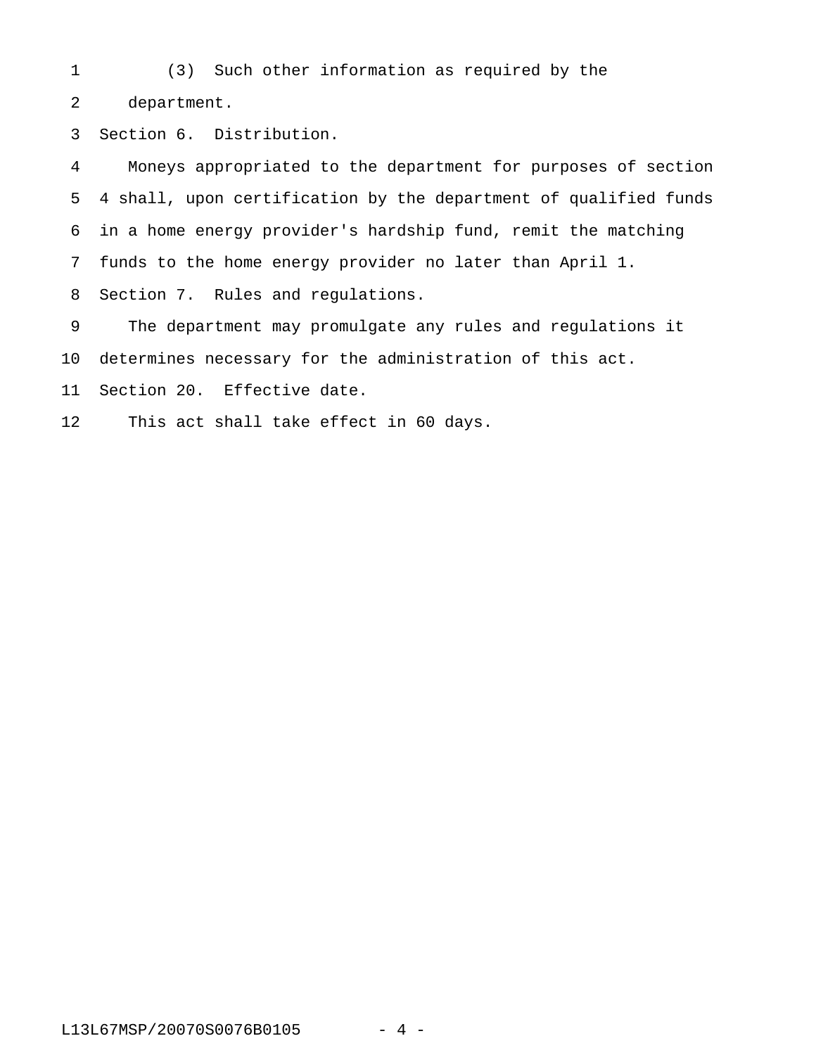(3) Such other information as required by the department.

Section 6. Distribution.

Moneys appropriated to the department for purposes of section 4 shall, upon certification by the department of qualified funds in a home energy provider's hardship fund, remit the matching funds to the home energy provider no later than April 1.

Section 7. Rules and regulations.

The department may promulgate any rules and regulations it determines necessary for the administration of this act.

Section 20. Effective date.

This act shall take effect in 60 days.